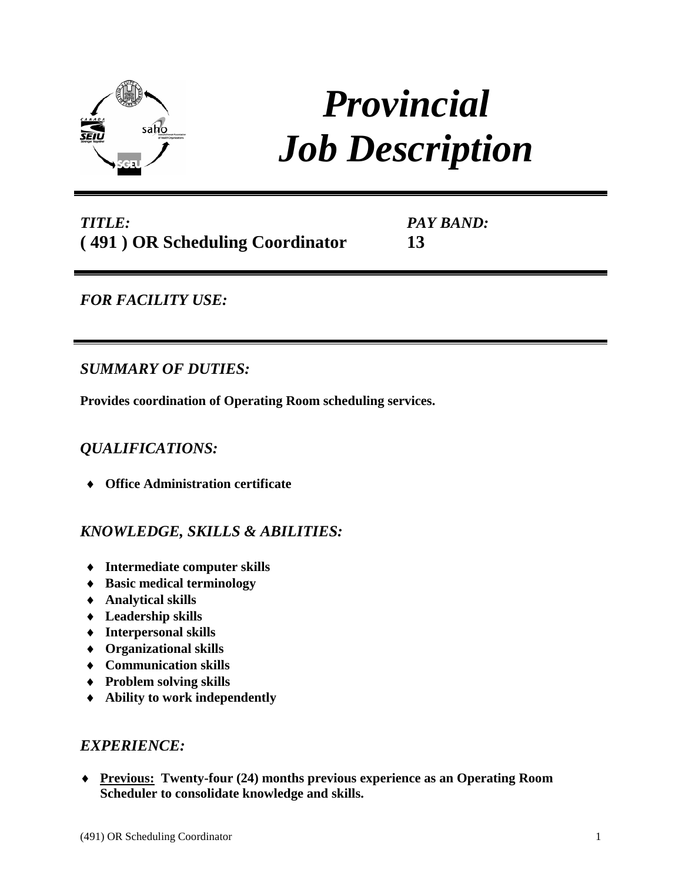# *Provincial Job Description*

***TITLE:*** **( 491 ) OR Scheduling Coordinator**

***PAY BAND:*** **13**

---

## *FOR FACILITY USE:*

---

## *SUMMARY OF DUTIES:*

**Provides coordination of Operating Room scheduling services.**

## *QUALIFICATIONS:*

- **Office Administration certificate**

## *KNOWLEDGE, SKILLS & ABILITIES:*

- **Intermediate computer skills**
- **Basic medical terminology**
- **Analytical skills**
- **Leadership skills**
- **Interpersonal skills**
- **Organizational skills**
- **Communication skills**
- **Problem solving skills**
- **Ability to work independently**

## *EXPERIENCE:*

- **Previous: Twenty-four (24) months previous experience as an Operating Room Scheduler to consolidate knowledge and skills.**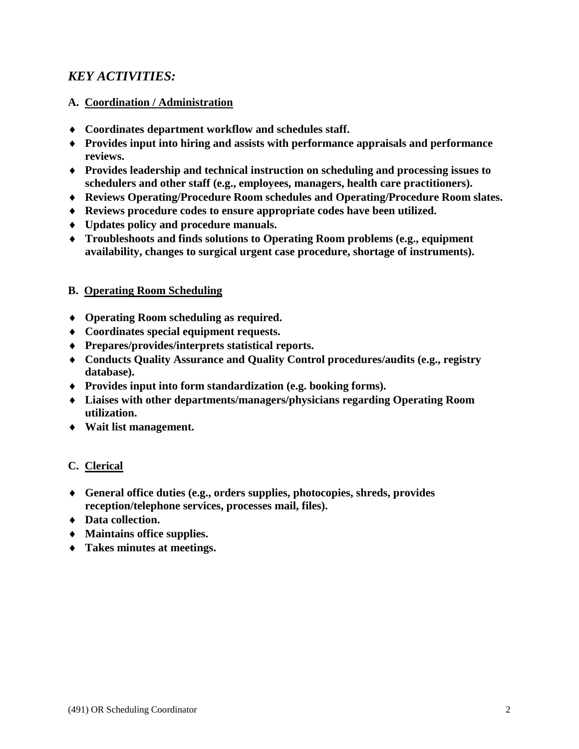## *KEY ACTIVITIES:*

### A. Coordination / Administration

- **Coordinates department workflow and schedules staff.**
- **Provides input into hiring and assists with performance appraisals and performance reviews.**
- **Provides leadership and technical instruction on scheduling and processing issues to schedulers and other staff (e.g., employees, managers, health care practitioners).**
- **Reviews Operating/Procedure Room schedules and Operating/Procedure Room slates.**
- **Reviews procedure codes to ensure appropriate codes have been utilized.**
- **Updates policy and procedure manuals.**
- **Troubleshoots and finds solutions to Operating Room problems (e.g., equipment availability, changes to surgical urgent case procedure, shortage of instruments).**

### B. Operating Room Scheduling

- **Operating Room scheduling as required.**
- **Coordinates special equipment requests.**
- **Prepares/provides/interprets statistical reports.**
- **Conducts Quality Assurance and Quality Control procedures/audits (e.g., registry database).**
- **Provides input into form standardization (e.g. booking forms).**
- **Liaises with other departments/managers/physicians regarding Operating Room utilization.**
- **Wait list management.**

### C. Clerical

- **General office duties (e.g., orders supplies, photocopies, shreds, provides reception/telephone services, processes mail, files).**
- **Data collection.**
- **Maintains office supplies.**
- **Takes minutes at meetings.**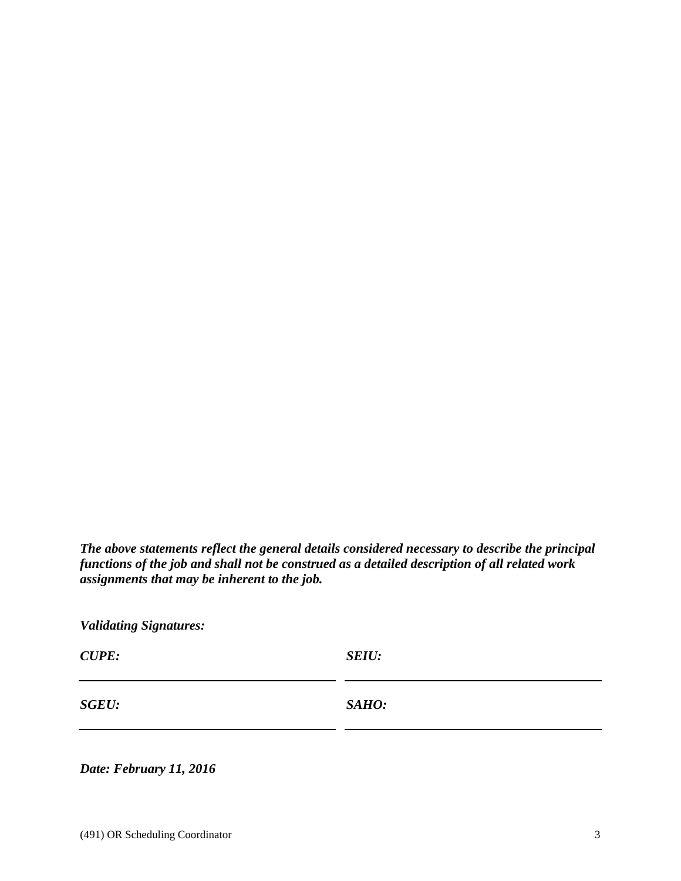***The above statements reflect the general details considered necessary to describe the principal functions of the job and shall not be construed as a detailed description of all related work assignments that may be inherent to the job.***

***Validating Signatures:***

| | |
|---|---|
| ***CUPE:*** | ***SEIU:*** |
| ___________________________ | ___________________________ |
| ***SGEU:*** | ***SAHO:*** |
| ___________________________ | ___________________________ |

***Date: February 11, 2016***